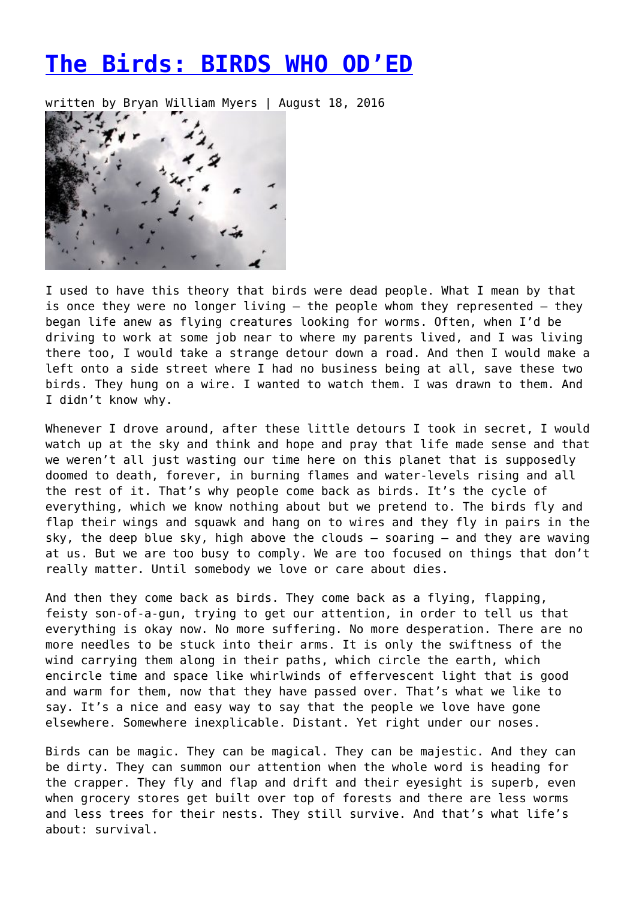# The Birds: BIRDS WHO OD'ED

written by Bryan William Myers | August 18, 2016

I used to have this theory that birds were dead people. What I mean by that is once they were no longer living – the people whom they represented – they began life anew as flying creatures looking for worms. Often, when I'd be driving to work at some job near to where my parents lived, and I was living there too, I would take a strange detour down a road. And then I would make a left onto a side street where I had no business being at all, save these two birds. They hung on a wire. I wanted to watch them. I was drawn to them. And I didn't know why.

Whenever I drove around, after these little detours I took in secret, I would watch up at the sky and think and hope and pray that life made sense and that we weren't all just wasting our time here on this planet that is supposedly doomed to death, forever, in burning flames and water-levels rising and all the rest of it. That's why people come back as birds. It's the cycle of everything, which we know nothing about but we pretend to. The birds fly and flap their wings and squawk and hang on to wires and they fly in pairs in the sky, the deep blue sky, high above the clouds – soaring – and they are waving at us. But we are too busy to comply. We are too focused on things that don't really matter. Until somebody we love or care about dies.

And then they come back as birds. They come back as a flying, flapping, feisty son-of-a-gun, trying to get our attention, in order to tell us that everything is okay now. No more suffering. No more desperation. There are no more needles to be stuck into their arms. It is only the swiftness of the wind carrying them along in their paths, which circle the earth, which encircle time and space like whirlwinds of effervescent light that is good and warm for them, now that they have passed over. That's what we like to say. It's a nice and easy way to say that the people we love have gone elsewhere. Somewhere inexplicable. Distant. Yet right under our noses.

Birds can be magic. They can be magical. They can be majestic. And they can be dirty. They can summon our attention when the whole word is heading for the crapper. They fly and flap and drift and their eyesight is superb, even when grocery stores get built over top of forests and there are less worms and less trees for their nests. They still survive. And that's what life's about: survival.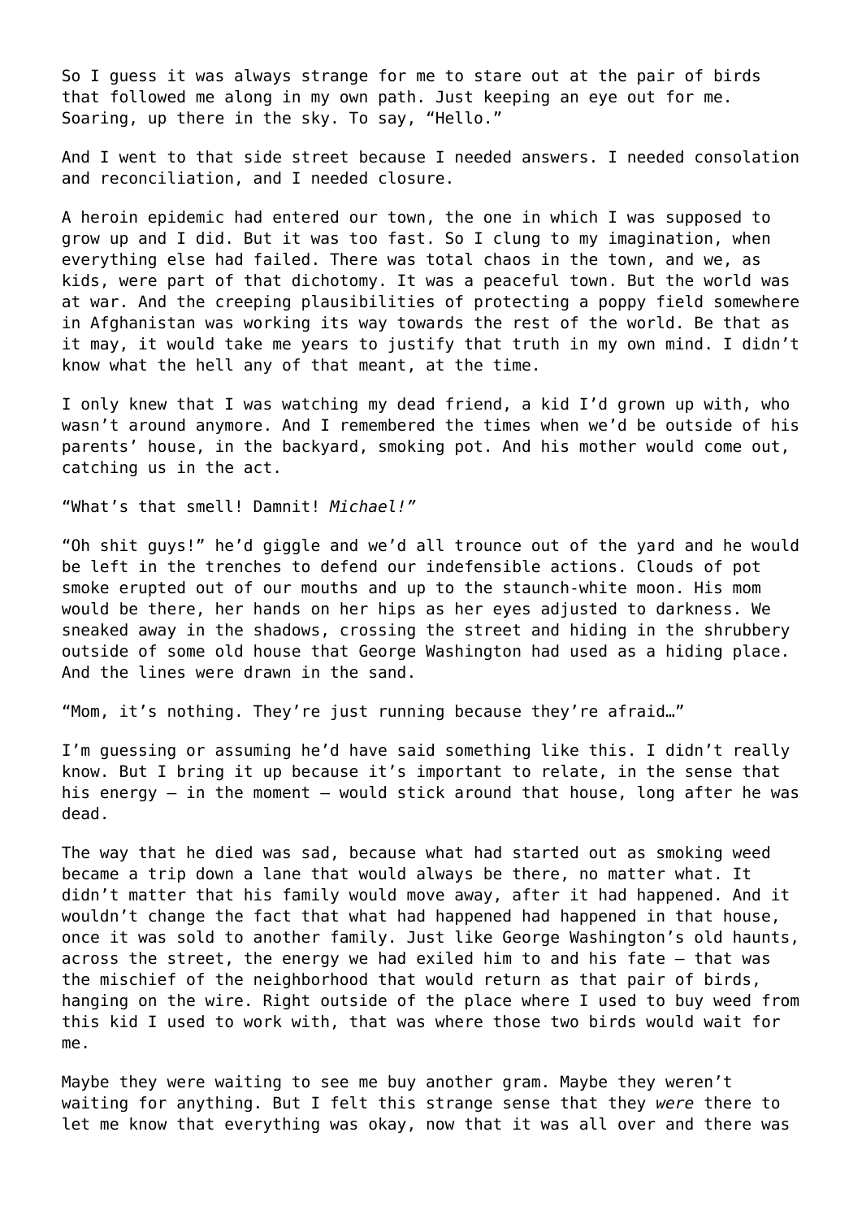So I guess it was always strange for me to stare out at the pair of birds that followed me along in my own path. Just keeping an eye out for me. Soaring, up there in the sky. To say, "Hello."

And I went to that side street because I needed answers. I needed consolation and reconciliation, and I needed closure.

A heroin epidemic had entered our town, the one in which I was supposed to grow up and I did. But it was too fast. So I clung to my imagination, when everything else had failed. There was total chaos in the town, and we, as kids, were part of that dichotomy. It was a peaceful town. But the world was at war. And the creeping plausibilities of protecting a poppy field somewhere in Afghanistan was working its way towards the rest of the world. Be that as it may, it would take me years to justify that truth in my own mind. I didn't know what the hell any of that meant, at the time.

I only knew that I was watching my dead friend, a kid I'd grown up with, who wasn't around anymore. And I remembered the times when we'd be outside of his parents' house, in the backyard, smoking pot. And his mother would come out, catching us in the act.

"What's that smell! Damnit! *Michael!*"

"Oh shit guys!" he'd giggle and we'd all trounce out of the yard and he would be left in the trenches to defend our indefensible actions. Clouds of pot smoke erupted out of our mouths and up to the staunch-white moon. His mom would be there, her hands on her hips as her eyes adjusted to darkness. We sneaked away in the shadows, crossing the street and hiding in the shrubbery outside of some old house that George Washington had used as a hiding place. And the lines were drawn in the sand.

"Mom, it's nothing. They're just running because they're afraid…"

I'm guessing or assuming he'd have said something like this. I didn't really know. But I bring it up because it's important to relate, in the sense that his energy – in the moment – would stick around that house, long after he was dead.

The way that he died was sad, because what had started out as smoking weed became a trip down a lane that would always be there, no matter what. It didn't matter that his family would move away, after it had happened. And it wouldn't change the fact that what had happened had happened in that house, once it was sold to another family. Just like George Washington's old haunts, across the street, the energy we had exiled him to and his fate – that was the mischief of the neighborhood that would return as that pair of birds, hanging on the wire. Right outside of the place where I used to buy weed from this kid I used to work with, that was where those two birds would wait for me.

Maybe they were waiting to see me buy another gram. Maybe they weren't waiting for anything. But I felt this strange sense that they *were* there to let me know that everything was okay, now that it was all over and there was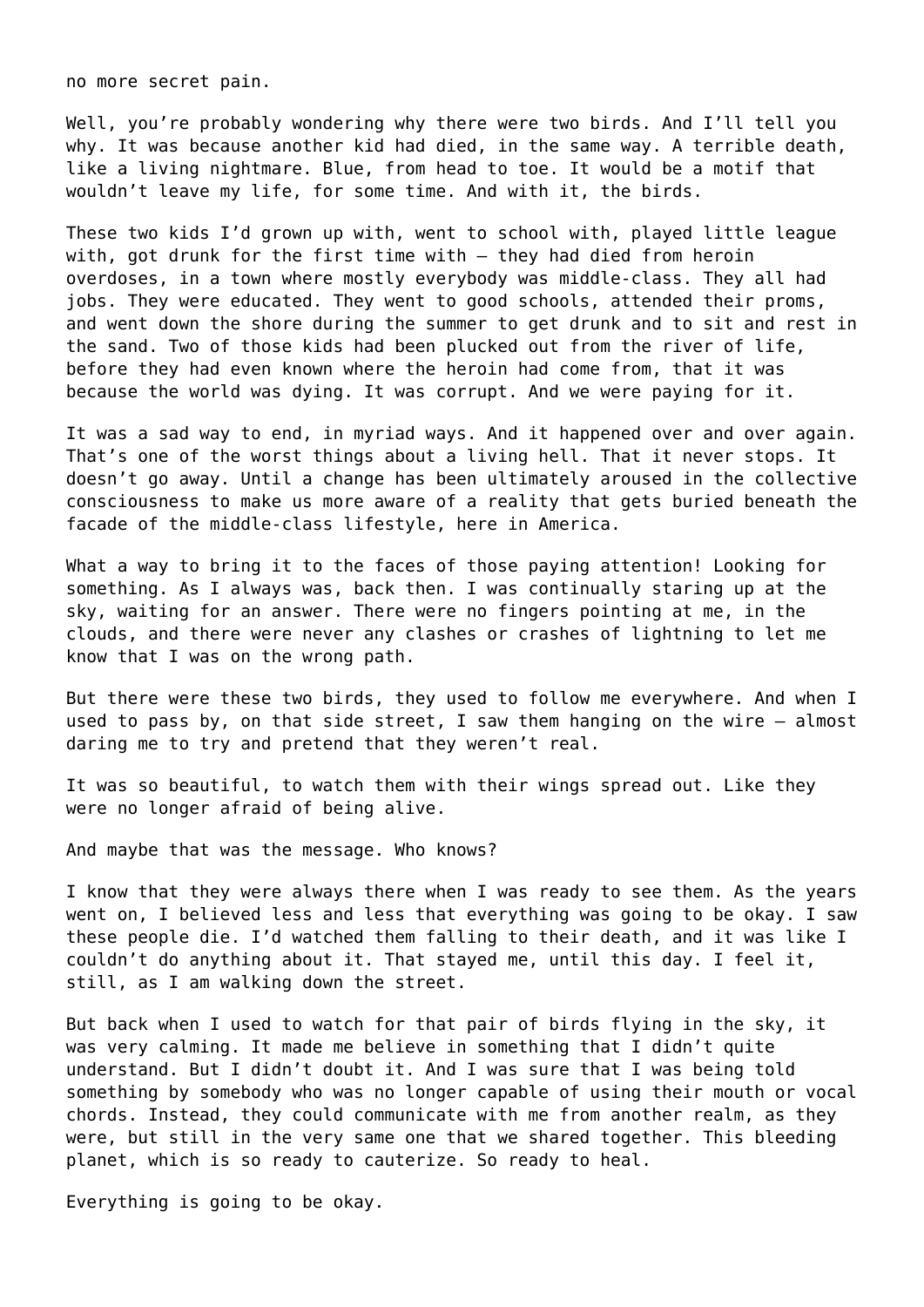no more secret pain.

Well, you’re probably wondering why there were two birds. And I’ll tell you why. It was because another kid had died, in the same way. A terrible death, like a living nightmare. Blue, from head to toe. It would be a motif that wouldn’t leave my life, for some time. And with it, the birds.

These two kids I’d grown up with, went to school with, played little league with, got drunk for the first time with – they had died from heroin overdoses, in a town where mostly everybody was middle-class. They all had jobs. They were educated. They went to good schools, attended their proms, and went down the shore during the summer to get drunk and to sit and rest in the sand. Two of those kids had been plucked out from the river of life, before they had even known where the heroin had come from, that it was because the world was dying. It was corrupt. And we were paying for it.

It was a sad way to end, in myriad ways. And it happened over and over again. That’s one of the worst things about a living hell. That it never stops. It doesn’t go away. Until a change has been ultimately aroused in the collective consciousness to make us more aware of a reality that gets buried beneath the facade of the middle-class lifestyle, here in America.

What a way to bring it to the faces of those paying attention! Looking for something. As I always was, back then. I was continually staring up at the sky, waiting for an answer. There were no fingers pointing at me, in the clouds, and there were never any clashes or crashes of lightning to let me know that I was on the wrong path.

But there were these two birds, they used to follow me everywhere. And when I used to pass by, on that side street, I saw them hanging on the wire – almost daring me to try and pretend that they weren’t real.

It was so beautiful, to watch them with their wings spread out. Like they were no longer afraid of being alive.

And maybe that was the message. Who knows?

I know that they were always there when I was ready to see them. As the years went on, I believed less and less that everything was going to be okay. I saw these people die. I’d watched them falling to their death, and it was like I couldn’t do anything about it. That stayed me, until this day. I feel it, still, as I am walking down the street.

But back when I used to watch for that pair of birds flying in the sky, it was very calming. It made me believe in something that I didn’t quite understand. But I didn’t doubt it. And I was sure that I was being told something by somebody who was no longer capable of using their mouth or vocal chords. Instead, they could communicate with me from another realm, as they were, but still in the very same one that we shared together. This bleeding planet, which is so ready to cauterize. So ready to heal.

Everything is going to be okay.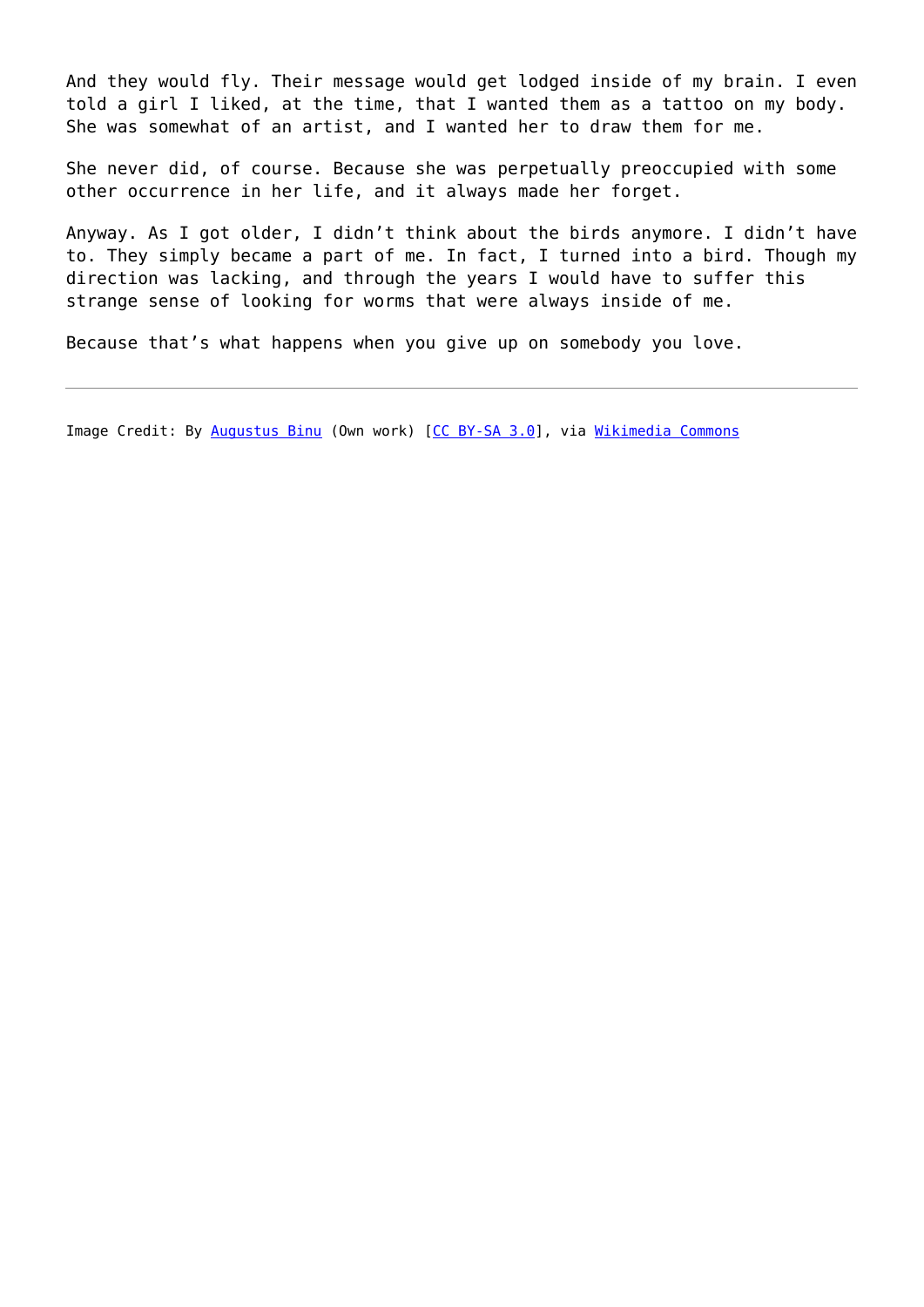And they would fly. Their message would get lodged inside of my brain. I even told a girl I liked, at the time, that I wanted them as a tattoo on my body. She was somewhat of an artist, and I wanted her to draw them for me.

She never did, of course. Because she was perpetually preoccupied with some other occurrence in her life, and it always made her forget.

Anyway. As I got older, I didn’t think about the birds anymore. I didn’t have to. They simply became a part of me. In fact, I turned into a bird. Though my direction was lacking, and through the years I would have to suffer this strange sense of looking for worms that were always inside of me.

Because that’s what happens when you give up on somebody you love.

---

Image Credit: By Augustus Binu (Own work) [CC BY-SA 3.0], via Wikimedia Commons